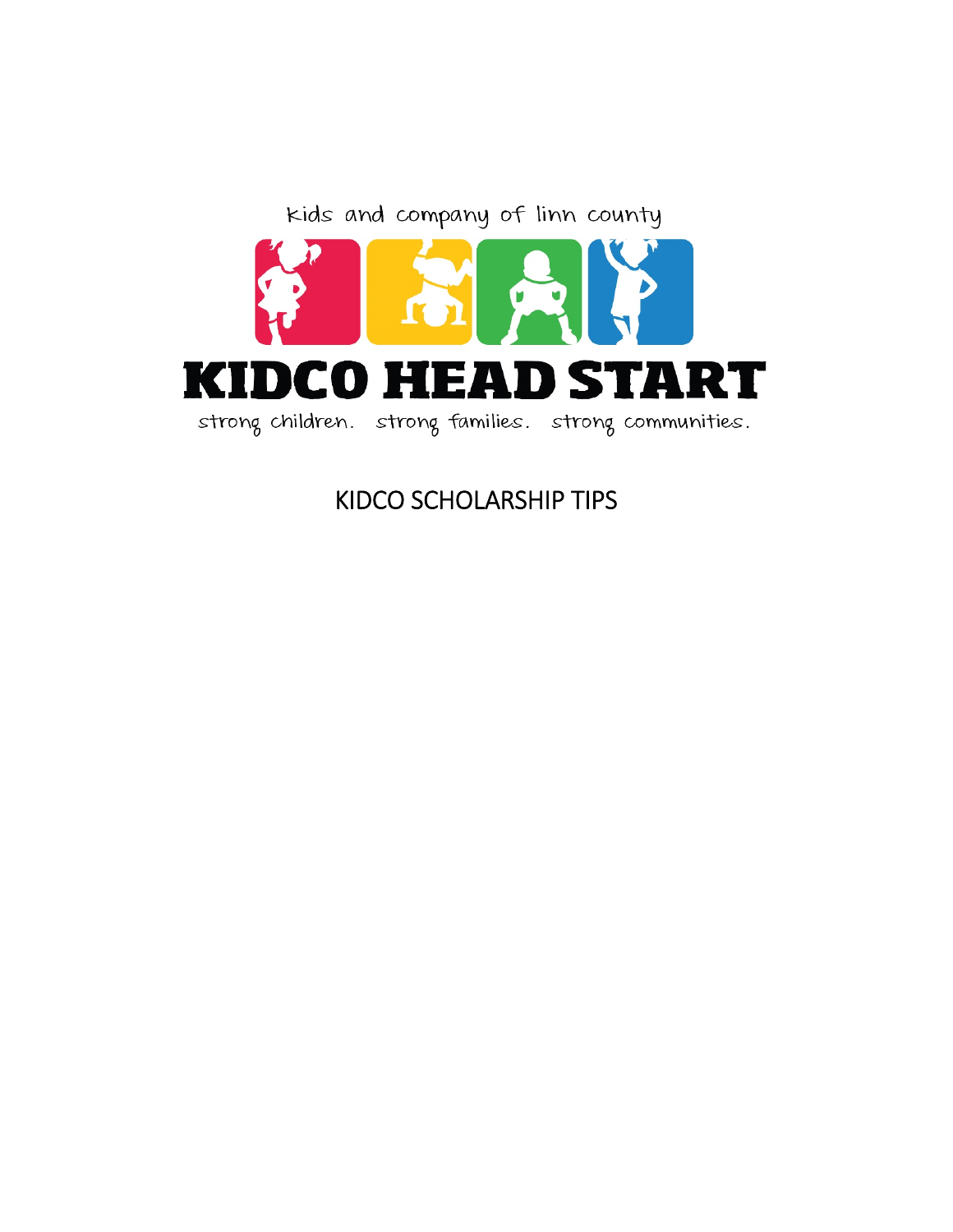kids and company of linn county

# KIDCO HEAD START

strong children. strong families. strong communities.

## KIDCO SCHOLARSHIP TIPS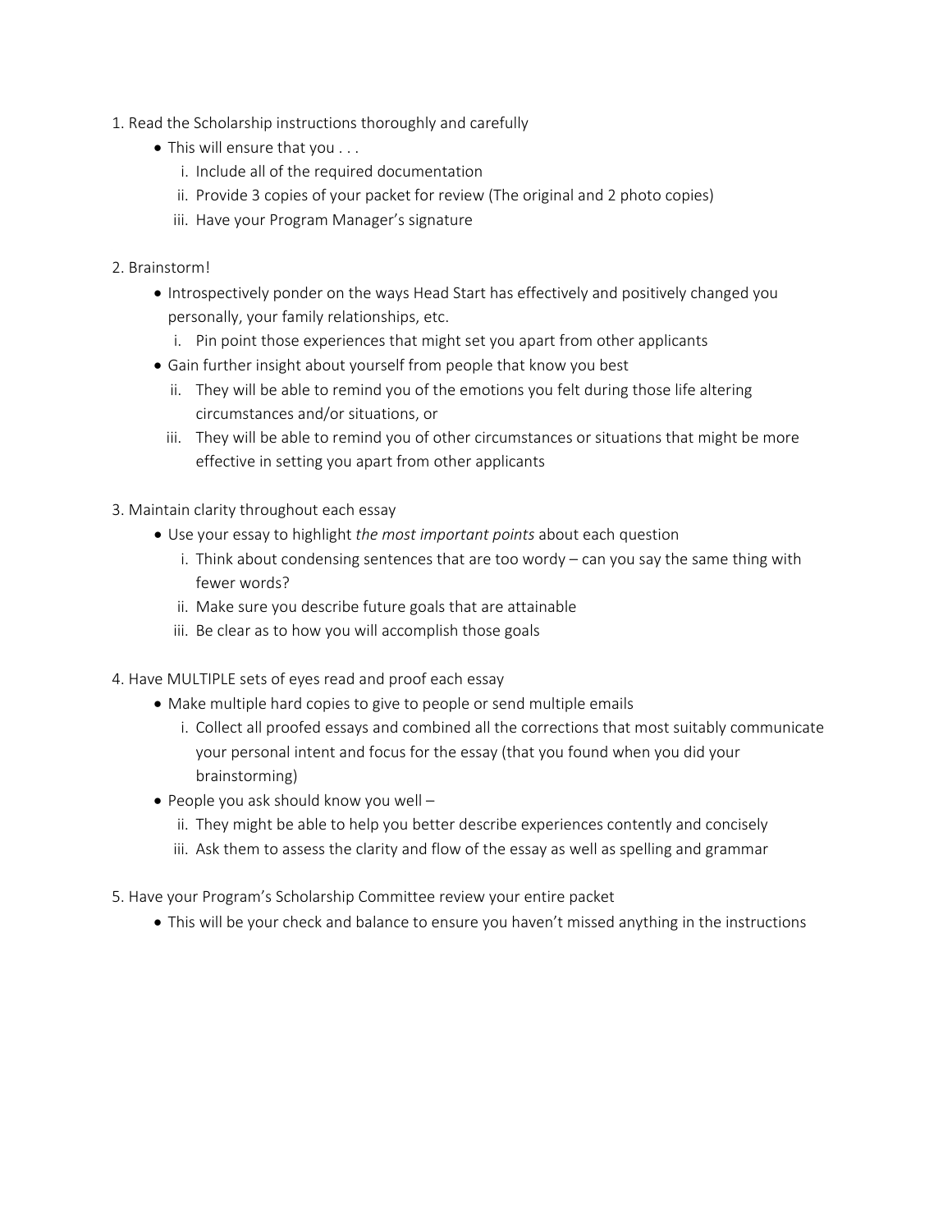1. Read the Scholarship instructions thoroughly and carefully
   - This will ensure that you . . .
     i. Include all of the required documentation
     ii. Provide 3 copies of your packet for review (The original and 2 photo copies)
     iii. Have your Program Manager's signature

2. Brainstorm!
   - Introspectively ponder on the ways Head Start has effectively and positively changed you personally, your family relationships, etc.
     i. Pin point those experiences that might set you apart from other applicants
   - Gain further insight about yourself from people that know you best
     ii. They will be able to remind you of the emotions you felt during those life altering circumstances and/or situations, or
     iii. They will be able to remind you of other circumstances or situations that might be more effective in setting you apart from other applicants

3. Maintain clarity throughout each essay
   - Use your essay to highlight *the most important points* about each question
     i. Think about condensing sentences that are too wordy – can you say the same thing with fewer words?
     ii. Make sure you describe future goals that are attainable
     iii. Be clear as to how you will accomplish those goals

4. Have MULTIPLE sets of eyes read and proof each essay
   - Make multiple hard copies to give to people or send multiple emails
     i. Collect all proofed essays and combined all the corrections that most suitably communicate your personal intent and focus for the essay (that you found when you did your brainstorming)
   - People you ask should know you well –
     ii. They might be able to help you better describe experiences contently and concisely
     iii. Ask them to assess the clarity and flow of the essay as well as spelling and grammar

5. Have your Program's Scholarship Committee review your entire packet
   - This will be your check and balance to ensure you haven't missed anything in the instructions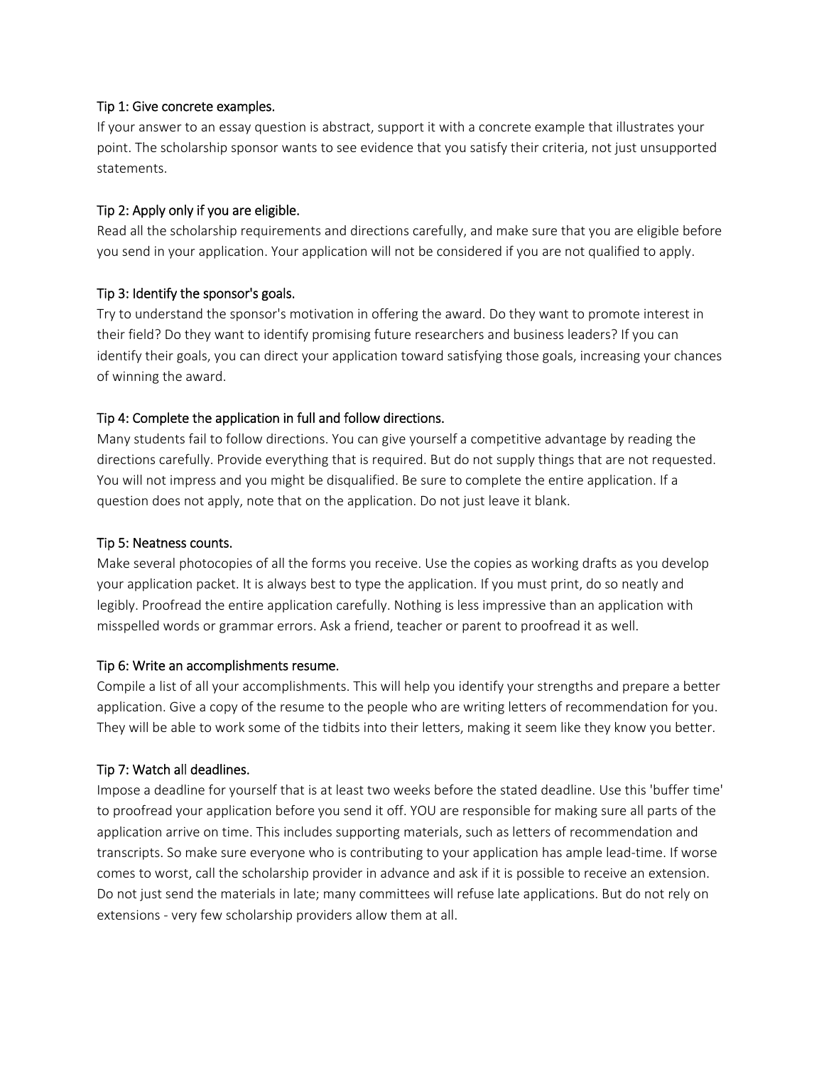Tip 1: Give concrete examples.

If your answer to an essay question is abstract, support it with a concrete example that illustrates your point. The scholarship sponsor wants to see evidence that you satisfy their criteria, not just unsupported statements.

Tip 2: Apply only if you are eligible.

Read all the scholarship requirements and directions carefully, and make sure that you are eligible before you send in your application. Your application will not be considered if you are not qualified to apply.

Tip 3: Identify the sponsor's goals.

Try to understand the sponsor's motivation in offering the award. Do they want to promote interest in their field? Do they want to identify promising future researchers and business leaders? If you can identify their goals, you can direct your application toward satisfying those goals, increasing your chances of winning the award.

Tip 4: Complete the application in full and follow directions.

Many students fail to follow directions. You can give yourself a competitive advantage by reading the directions carefully. Provide everything that is required. But do not supply things that are not requested. You will not impress and you might be disqualified. Be sure to complete the entire application. If a question does not apply, note that on the application. Do not just leave it blank.

Tip 5: Neatness counts.

Make several photocopies of all the forms you receive. Use the copies as working drafts as you develop your application packet. It is always best to type the application. If you must print, do so neatly and legibly. Proofread the entire application carefully. Nothing is less impressive than an application with misspelled words or grammar errors. Ask a friend, teacher or parent to proofread it as well.

Tip 6: Write an accomplishments resume.

Compile a list of all your accomplishments. This will help you identify your strengths and prepare a better application. Give a copy of the resume to the people who are writing letters of recommendation for you. They will be able to work some of the tidbits into their letters, making it seem like they know you better.

Tip 7: Watch all deadlines.

Impose a deadline for yourself that is at least two weeks before the stated deadline. Use this 'buffer time' to proofread your application before you send it off. YOU are responsible for making sure all parts of the application arrive on time. This includes supporting materials, such as letters of recommendation and transcripts. So make sure everyone who is contributing to your application has ample lead-time. If worse comes to worst, call the scholarship provider in advance and ask if it is possible to receive an extension. Do not just send the materials in late; many committees will refuse late applications. But do not rely on extensions - very few scholarship providers allow them at all.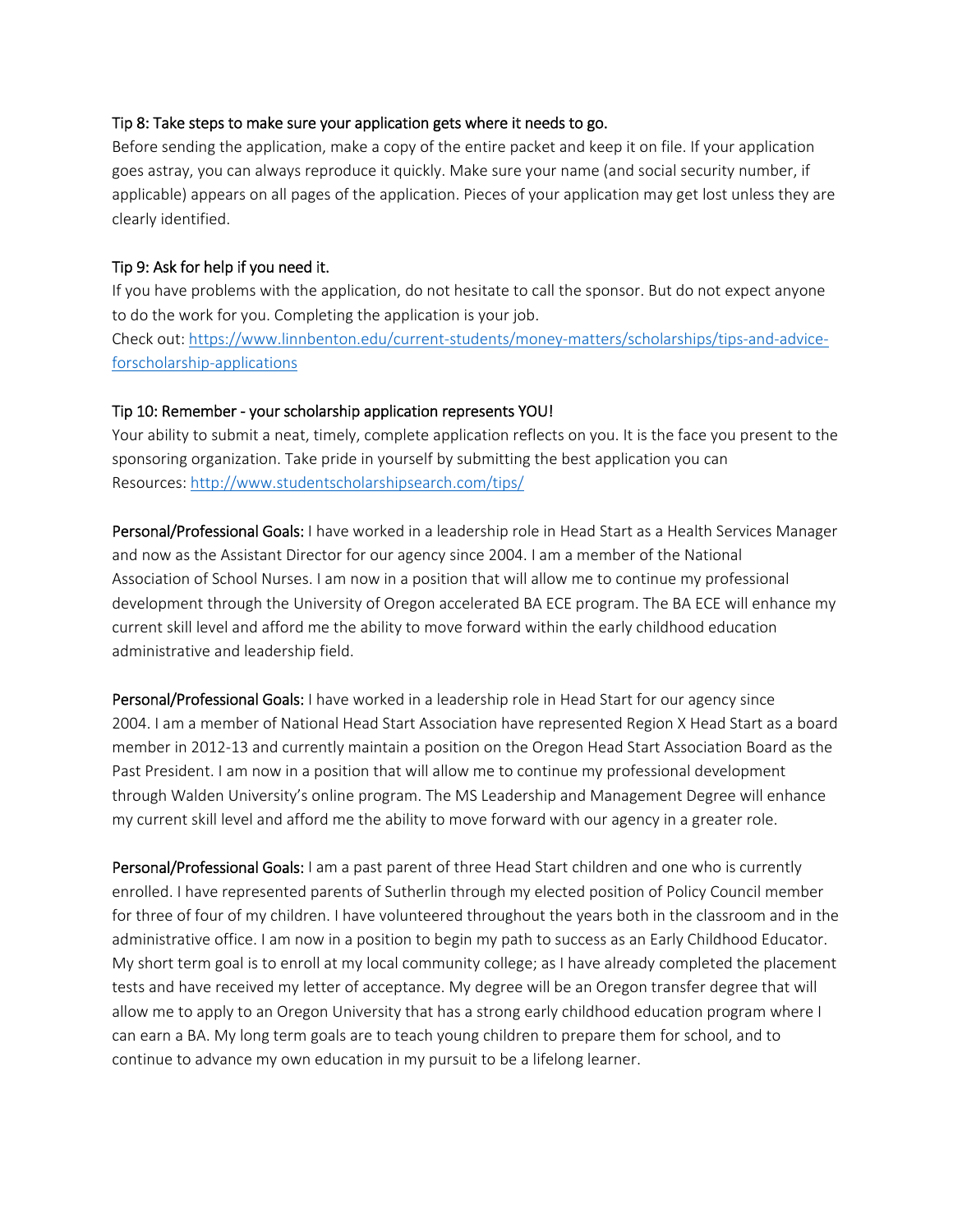Tip 8: Take steps to make sure your application gets where it needs to go.

Before sending the application, make a copy of the entire packet and keep it on file. If your application goes astray, you can always reproduce it quickly. Make sure your name (and social security number, if applicable) appears on all pages of the application. Pieces of your application may get lost unless they are clearly identified.

Tip 9: Ask for help if you need it.

If you have problems with the application, do not hesitate to call the sponsor. But do not expect anyone to do the work for you. Completing the application is your job.

Check out: https://www.linnbenton.edu/current-students/money-matters/scholarships/tips-and-advice-forscholarship-applications

Tip 10: Remember - your scholarship application represents YOU!

Your ability to submit a neat, timely, complete application reflects on you. It is the face you present to the sponsoring organization. Take pride in yourself by submitting the best application you can

Resources: http://www.studentscholarshipsearch.com/tips/

**Personal/Professional Goals:** I have worked in a leadership role in Head Start as a Health Services Manager and now as the Assistant Director for our agency since 2004. I am a member of the National Association of School Nurses. I am now in a position that will allow me to continue my professional development through the University of Oregon accelerated BA ECE program. The BA ECE will enhance my current skill level and afford me the ability to move forward within the early childhood education administrative and leadership field.

**Personal/Professional Goals:** I have worked in a leadership role in Head Start for our agency since 2004. I am a member of National Head Start Association have represented Region X Head Start as a board member in 2012-13 and currently maintain a position on the Oregon Head Start Association Board as the Past President. I am now in a position that will allow me to continue my professional development through Walden University's online program. The MS Leadership and Management Degree will enhance my current skill level and afford me the ability to move forward with our agency in a greater role.

**Personal/Professional Goals:** I am a past parent of three Head Start children and one who is currently enrolled. I have represented parents of Sutherlin through my elected position of Policy Council member for three of four of my children. I have volunteered throughout the years both in the classroom and in the administrative office. I am now in a position to begin my path to success as an Early Childhood Educator. My short term goal is to enroll at my local community college; as I have already completed the placement tests and have received my letter of acceptance. My degree will be an Oregon transfer degree that will allow me to apply to an Oregon University that has a strong early childhood education program where I can earn a BA. My long term goals are to teach young children to prepare them for school, and to continue to advance my own education in my pursuit to be a lifelong learner.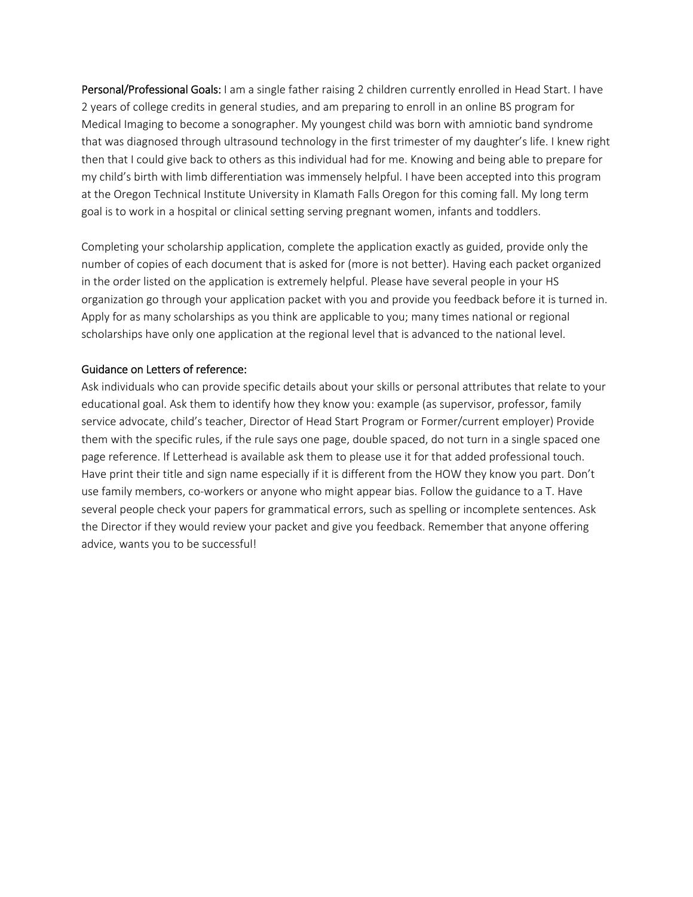Personal/Professional Goals: I am a single father raising 2 children currently enrolled in Head Start. I have 2 years of college credits in general studies, and am preparing to enroll in an online BS program for Medical Imaging to become a sonographer. My youngest child was born with amniotic band syndrome that was diagnosed through ultrasound technology in the first trimester of my daughter's life. I knew right then that I could give back to others as this individual had for me. Knowing and being able to prepare for my child's birth with limb differentiation was immensely helpful. I have been accepted into this program at the Oregon Technical Institute University in Klamath Falls Oregon for this coming fall. My long term goal is to work in a hospital or clinical setting serving pregnant women, infants and toddlers.

Completing your scholarship application, complete the application exactly as guided, provide only the number of copies of each document that is asked for (more is not better). Having each packet organized in the order listed on the application is extremely helpful. Please have several people in your HS organization go through your application packet with you and provide you feedback before it is turned in. Apply for as many scholarships as you think are applicable to you; many times national or regional scholarships have only one application at the regional level that is advanced to the national level.

Guidance on Letters of reference:

Ask individuals who can provide specific details about your skills or personal attributes that relate to your educational goal. Ask them to identify how they know you: example (as supervisor, professor, family service advocate, child's teacher, Director of Head Start Program or Former/current employer) Provide them with the specific rules, if the rule says one page, double spaced, do not turn in a single spaced one page reference. If Letterhead is available ask them to please use it for that added professional touch. Have print their title and sign name especially if it is different from the HOW they know you part. Don't use family members, co-workers or anyone who might appear bias. Follow the guidance to a T. Have several people check your papers for grammatical errors, such as spelling or incomplete sentences. Ask the Director if they would review your packet and give you feedback. Remember that anyone offering advice, wants you to be successful!